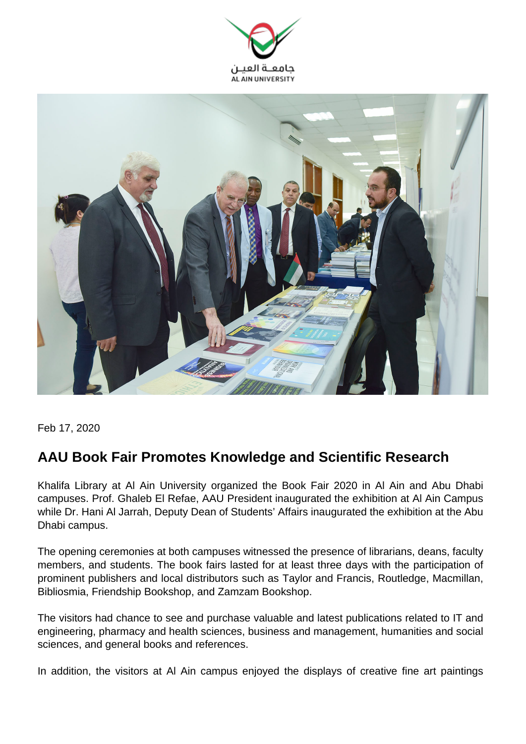Feb 17, 2020

## AAU Book Fair Promotes Knowledge and Scientific Research

Khalifa Library at Al Ain University organized the Book Fair 2020 in Al Ain and Abu Dhabi campuses. Prof. Ghaleb El Refae, AAU President inaugurated the exhibition at Al Ain Campus while Dr. Hani Al Jarrah, Deputy Dean of Students' Affairs inaugurated the exhibition at the Abu Dhabi campus.

The opening ceremonies at both campuses witnessed the presence of librarians, deans, faculty members, and students. The book fairs lasted for at least three days with the participation of prominent publishers and local distributors such as Taylor and Francis, Routledge, Macmillan, Bibliosmia, Friendship Bookshop, and Zamzam Bookshop.

The visitors had chance to see and purchase valuable and latest publications related to IT and engineering, pharmacy and health sciences, business and management, humanities and social sciences, and general books and references.

In addition, the visitors at Al Ain campus enjoyed the displays of creative fine art paintings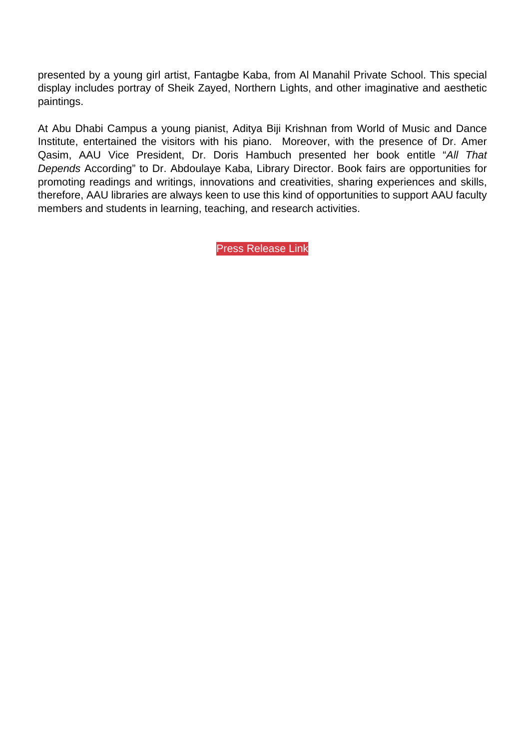presented by a young girl artist, Fantagbe Kaba, from Al Manahil Private School. This special display includes portray of Sheik Zayed, Northern Lights, and other imaginative and aesthetic paintings.

At Abu Dhabi Campus a young pianist, Aditya Biji Krishnan from World of Music and Dance Institute, entertained the visitors with his piano. Moreover, with the presence of Dr. Amer Qasim, AAU Vice President, Dr. Doris Hambuch presented her book entitle "*All That Depends* According" to Dr. Abdoulaye Kaba, Library Director. Book fairs are opportunities for promoting readings and writings, innovations and creativities, sharing experiences and skills, therefore, AAU libraries are always keen to use this kind of opportunities to support AAU faculty members and students in learning, teaching, and research activities.

Press Release Link